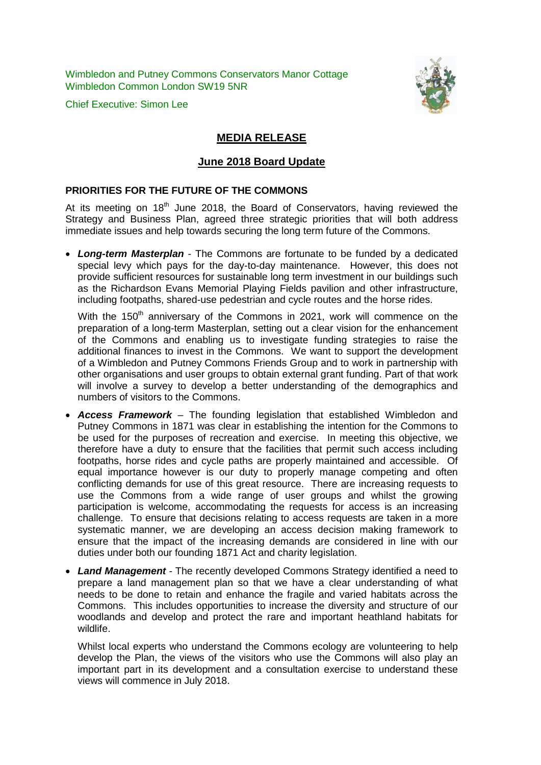Wimbledon and Putney Commons Conservators Manor Cottage
Wimbledon Common London SW19 5NR

Chief Executive: Simon Lee

# MEDIA RELEASE

## June 2018 Board Update

### PRIORITIES FOR THE FUTURE OF THE COMMONS

At its meeting on 18th June 2018, the Board of Conservators, having reviewed the Strategy and Business Plan, agreed three strategic priorities that will both address immediate issues and help towards securing the long term future of the Commons.

- ***Long-term Masterplan*** - The Commons are fortunate to be funded by a dedicated special levy which pays for the day-to-day maintenance. However, this does not provide sufficient resources for sustainable long term investment in our buildings such as the Richardson Evans Memorial Playing Fields pavilion and other infrastructure, including footpaths, shared-use pedestrian and cycle routes and the horse rides.

  With the 150th anniversary of the Commons in 2021, work will commence on the preparation of a long-term Masterplan, setting out a clear vision for the enhancement of the Commons and enabling us to investigate funding strategies to raise the additional finances to invest in the Commons. We want to support the development of a Wimbledon and Putney Commons Friends Group and to work in partnership with other organisations and user groups to obtain external grant funding. Part of that work will involve a survey to develop a better understanding of the demographics and numbers of visitors to the Commons.

- ***Access Framework*** – The founding legislation that established Wimbledon and Putney Commons in 1871 was clear in establishing the intention for the Commons to be used for the purposes of recreation and exercise. In meeting this objective, we therefore have a duty to ensure that the facilities that permit such access including footpaths, horse rides and cycle paths are properly maintained and accessible. Of equal importance however is our duty to properly manage competing and often conflicting demands for use of this great resource. There are increasing requests to use the Commons from a wide range of user groups and whilst the growing participation is welcome, accommodating the requests for access is an increasing challenge. To ensure that decisions relating to access requests are taken in a more systematic manner, we are developing an access decision making framework to ensure that the impact of the increasing demands are considered in line with our duties under both our founding 1871 Act and charity legislation.

- ***Land Management*** - The recently developed Commons Strategy identified a need to prepare a land management plan so that we have a clear understanding of what needs to be done to retain and enhance the fragile and varied habitats across the Commons. This includes opportunities to increase the diversity and structure of our woodlands and develop and protect the rare and important heathland habitats for wildlife.

  Whilst local experts who understand the Commons ecology are volunteering to help develop the Plan, the views of the visitors who use the Commons will also play an important part in its development and a consultation exercise to understand these views will commence in July 2018.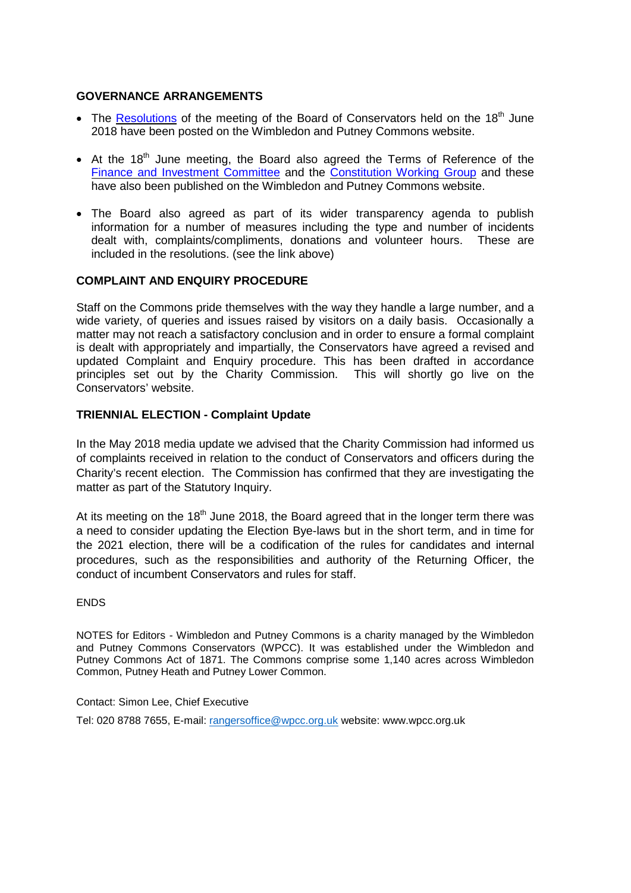## GOVERNANCE ARRANGEMENTS

- The Resolutions of the meeting of the Board of Conservators held on the 18th June 2018 have been posted on the Wimbledon and Putney Commons website.
- At the 18th June meeting, the Board also agreed the Terms of Reference of the Finance and Investment Committee and the Constitution Working Group and these have also been published on the Wimbledon and Putney Commons website.
- The Board also agreed as part of its wider transparency agenda to publish information for a number of measures including the type and number of incidents dealt with, complaints/compliments, donations and volunteer hours. These are included in the resolutions. (see the link above)

## COMPLAINT AND ENQUIRY PROCEDURE

Staff on the Commons pride themselves with the way they handle a large number, and a wide variety, of queries and issues raised by visitors on a daily basis. Occasionally a matter may not reach a satisfactory conclusion and in order to ensure a formal complaint is dealt with appropriately and impartially, the Conservators have agreed a revised and updated Complaint and Enquiry procedure. This has been drafted in accordance principles set out by the Charity Commission. This will shortly go live on the Conservators' website.

## TRIENNIAL ELECTION - Complaint Update

In the May 2018 media update we advised that the Charity Commission had informed us of complaints received in relation to the conduct of Conservators and officers during the Charity's recent election. The Commission has confirmed that they are investigating the matter as part of the Statutory Inquiry.

At its meeting on the 18th June 2018, the Board agreed that in the longer term there was a need to consider updating the Election Bye-laws but in the short term, and in time for the 2021 election, there will be a codification of the rules for candidates and internal procedures, such as the responsibilities and authority of the Returning Officer, the conduct of incumbent Conservators and rules for staff.

ENDS

NOTES for Editors - Wimbledon and Putney Commons is a charity managed by the Wimbledon and Putney Commons Conservators (WPCC). It was established under the Wimbledon and Putney Commons Act of 1871. The Commons comprise some 1,140 acres across Wimbledon Common, Putney Heath and Putney Lower Common.

Contact: Simon Lee, Chief Executive

Tel: 020 8788 7655, E-mail: rangersoffice@wpcc.org.uk website: www.wpcc.org.uk